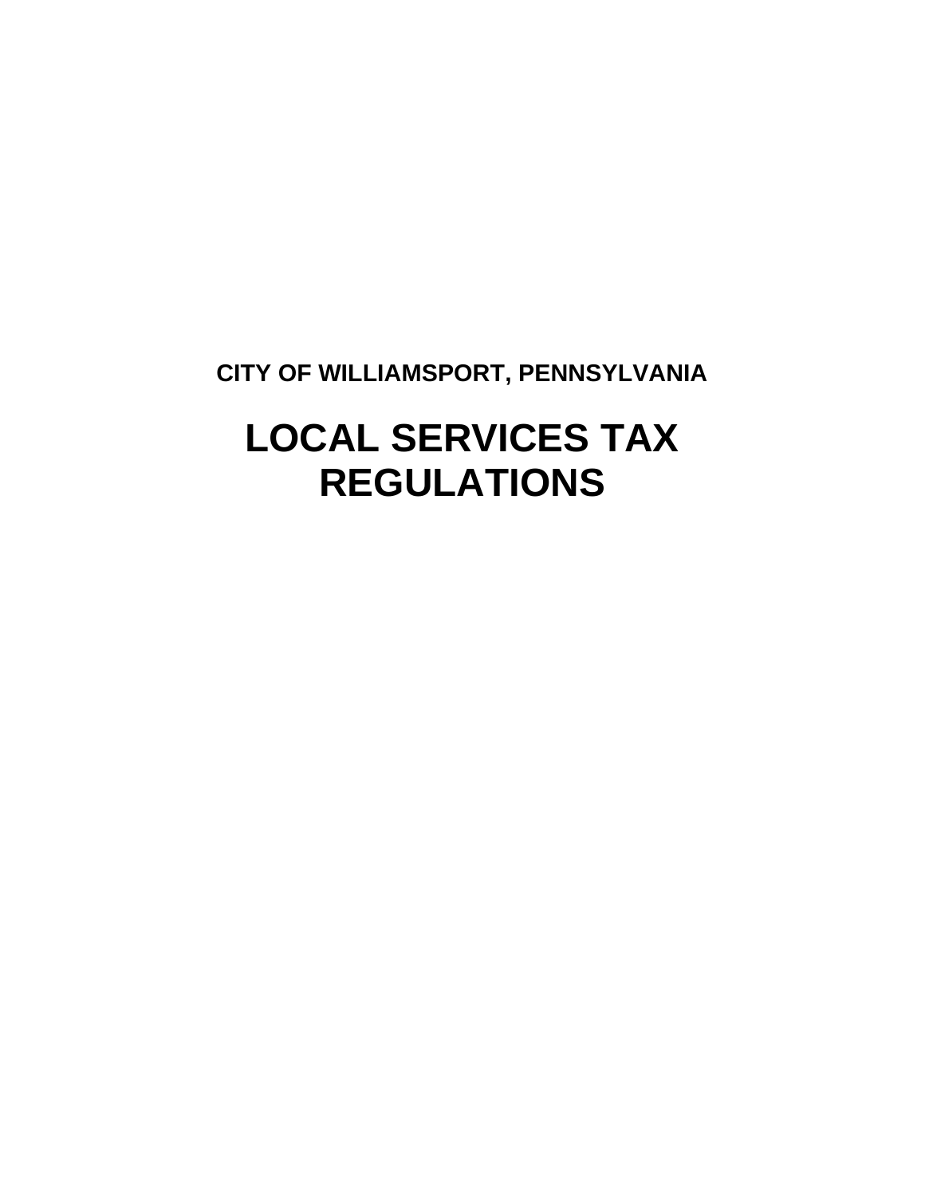**CITY OF WILLIAMSPORT, PENNSYLVANIA**

# LOCAL SERVICES TAX REGULATIONS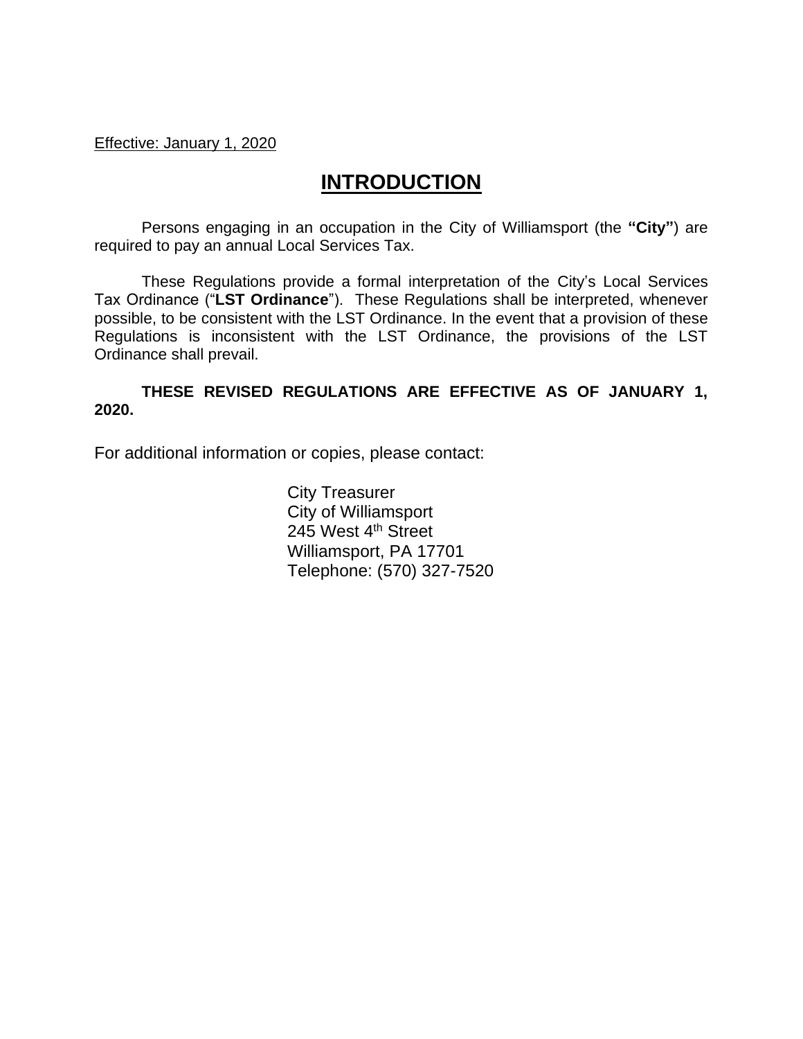Effective: January 1, 2020

# INTRODUCTION

Persons engaging in an occupation in the City of Williamsport (the **"City"**) are required to pay an annual Local Services Tax.

These Regulations provide a formal interpretation of the City's Local Services Tax Ordinance ("**LST Ordinance**"). These Regulations shall be interpreted, whenever possible, to be consistent with the LST Ordinance. In the event that a provision of these Regulations is inconsistent with the LST Ordinance, the provisions of the LST Ordinance shall prevail.

**THESE REVISED REGULATIONS ARE EFFECTIVE AS OF JANUARY 1, 2020.**

For additional information or copies, please contact:

City Treasurer
City of Williamsport
245 West 4th Street
Williamsport, PA 17701
Telephone: (570) 327-7520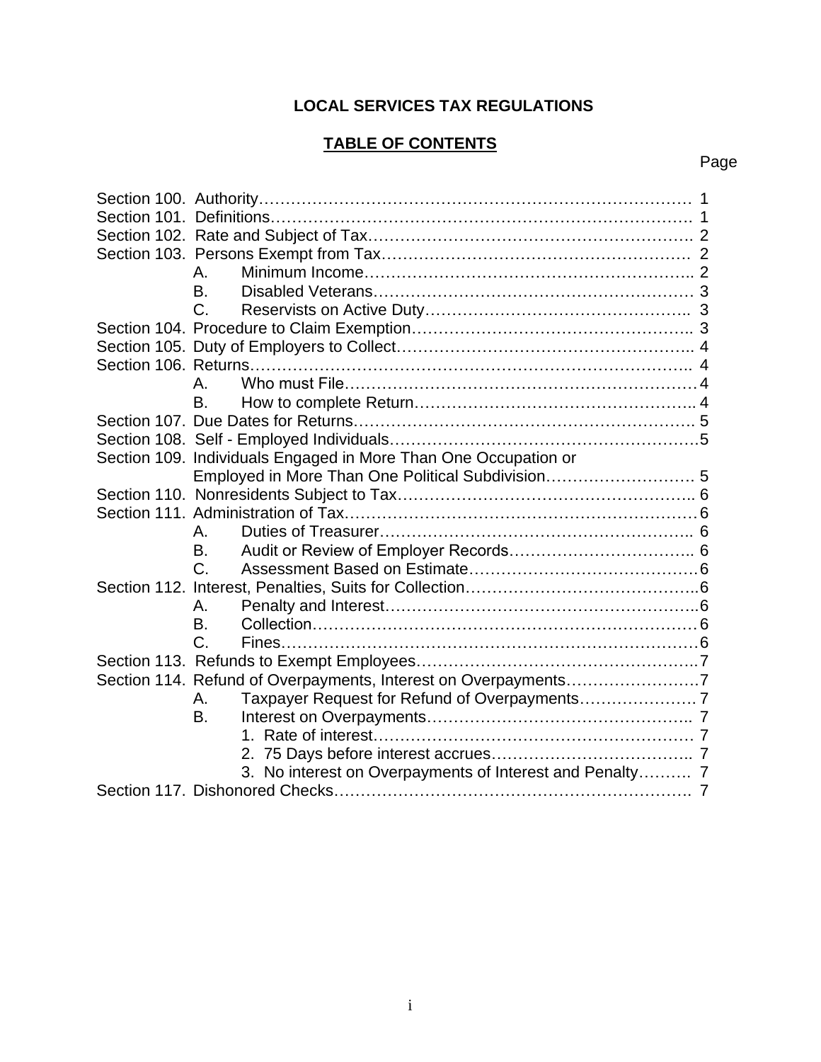# LOCAL SERVICES TAX REGULATIONS

## TABLE OF CONTENTS

| | | Page |
|---|---|---|
| Section 100. | Authority | 1 |
| Section 101. | Definitions | 1 |
| Section 102. | Rate and Subject of Tax | 2 |
| Section 103. | Persons Exempt from Tax | 2 |
| | A. Minimum Income | 2 |
| | B. Disabled Veterans | 3 |
| | C. Reservists on Active Duty | 3 |
| Section 104. | Procedure to Claim Exemption | 3 |
| Section 105. | Duty of Employers to Collect | 4 |
| Section 106. | Returns | 4 |
| | A. Who must File | 4 |
| | B. How to complete Return | 4 |
| Section 107. | Due Dates for Returns | 5 |
| Section 108. | Self - Employed Individuals | 5 |
| Section 109. | Individuals Engaged in More Than One Occupation or Employed in More Than One Political Subdivision | 5 |
| Section 110. | Nonresidents Subject to Tax | 6 |
| Section 111. | Administration of Tax | 6 |
| | A. Duties of Treasurer | 6 |
| | B. Audit or Review of Employer Records | 6 |
| | C. Assessment Based on Estimate | 6 |
| Section 112. | Interest, Penalties, Suits for Collection | 6 |
| | A. Penalty and Interest | 6 |
| | B. Collection | 6 |
| | C. Fines | 6 |
| Section 113. | Refunds to Exempt Employees | 7 |
| Section 114. | Refund of Overpayments, Interest on Overpayments | 7 |
| | A. Taxpayer Request for Refund of Overpayments | 7 |
| | B. Interest on Overpayments | 7 |
| | 1. Rate of interest | 7 |
| | 2. 75 Days before interest accrues | 7 |
| | 3. No interest on Overpayments of Interest and Penalty | 7 |
| Section 117. | Dishonored Checks | 7 |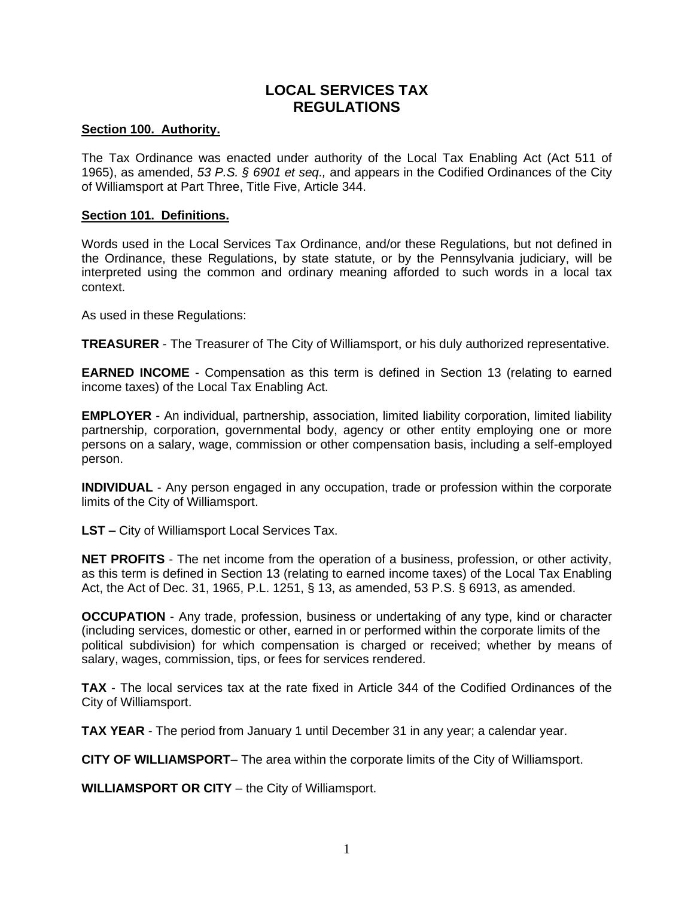# LOCAL SERVICES TAX REGULATIONS

**Section 100. Authority.**

The Tax Ordinance was enacted under authority of the Local Tax Enabling Act (Act 511 of 1965), as amended, *53 P.S. § 6901 et seq.,* and appears in the Codified Ordinances of the City of Williamsport at Part Three, Title Five, Article 344.

**Section 101. Definitions.**

Words used in the Local Services Tax Ordinance, and/or these Regulations, but not defined in the Ordinance, these Regulations, by state statute, or by the Pennsylvania judiciary, will be interpreted using the common and ordinary meaning afforded to such words in a local tax context.

As used in these Regulations:

**TREASURER** - The Treasurer of The City of Williamsport, or his duly authorized representative.

**EARNED INCOME** - Compensation as this term is defined in Section 13 (relating to earned income taxes) of the Local Tax Enabling Act.

**EMPLOYER** - An individual, partnership, association, limited liability corporation, limited liability partnership, corporation, governmental body, agency or other entity employing one or more persons on a salary, wage, commission or other compensation basis, including a self-employed person.

**INDIVIDUAL** - Any person engaged in any occupation, trade or profession within the corporate limits of the City of Williamsport.

**LST –** City of Williamsport Local Services Tax.

**NET PROFITS** - The net income from the operation of a business, profession, or other activity, as this term is defined in Section 13 (relating to earned income taxes) of the Local Tax Enabling Act, the Act of Dec. 31, 1965, P.L. 1251, § 13, as amended, 53 P.S. § 6913, as amended.

**OCCUPATION** - Any trade, profession, business or undertaking of any type, kind or character (including services, domestic or other, earned in or performed within the corporate limits of the political subdivision) for which compensation is charged or received; whether by means of salary, wages, commission, tips, or fees for services rendered.

**TAX** - The local services tax at the rate fixed in Article 344 of the Codified Ordinances of the City of Williamsport.

**TAX YEAR** - The period from January 1 until December 31 in any year; a calendar year.

**CITY OF WILLIAMSPORT**– The area within the corporate limits of the City of Williamsport.

**WILLIAMSPORT OR CITY** – the City of Williamsport.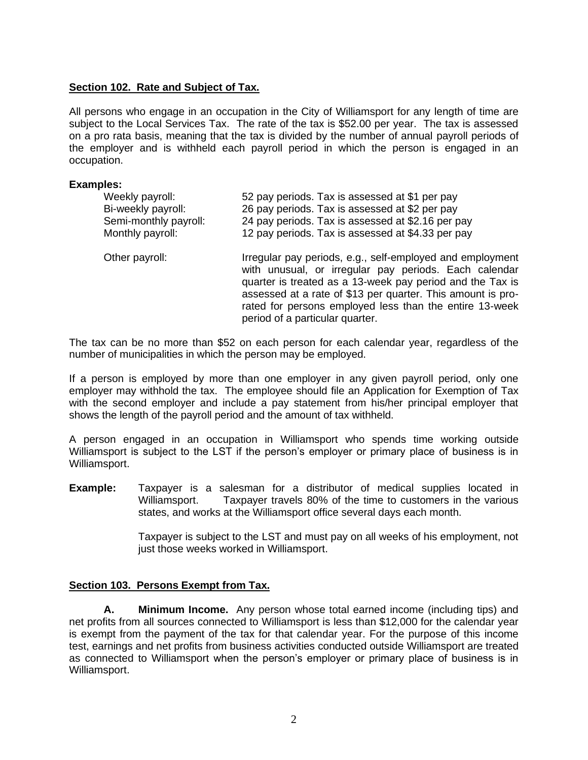## Section 102. Rate and Subject of Tax.

All persons who engage in an occupation in the City of Williamsport for any length of time are subject to the Local Services Tax. The rate of the tax is $52.00 per year. The tax is assessed on a pro rata basis, meaning that the tax is divided by the number of annual payroll periods of the employer and is withheld each payroll period in which the person is engaged in an occupation.

**Examples:**

| | |
|---|---|
| Weekly payroll: | 52 pay periods. Tax is assessed at $1 per pay |
| Bi-weekly payroll: | 26 pay periods. Tax is assessed at $2 per pay |
| Semi-monthly payroll: | 24 pay periods. Tax is assessed at $2.16 per pay |
| Monthly payroll: | 12 pay periods. Tax is assessed at $4.33 per pay |
| Other payroll: | Irregular pay periods, e.g., self-employed and employment with unusual, or irregular pay periods. Each calendar quarter is treated as a 13-week pay period and the Tax is assessed at a rate of $13 per quarter. This amount is pro-rated for persons employed less than the entire 13-week period of a particular quarter. |

The tax can be no more than $52 on each person for each calendar year, regardless of the number of municipalities in which the person may be employed.

If a person is employed by more than one employer in any given payroll period, only one employer may withhold the tax. The employee should file an Application for Exemption of Tax with the second employer and include a pay statement from his/her principal employer that shows the length of the payroll period and the amount of tax withheld.

A person engaged in an occupation in Williamsport who spends time working outside Williamsport is subject to the LST if the person's employer or primary place of business is in Williamsport.

**Example:** Taxpayer is a salesman for a distributor of medical supplies located in Williamsport. Taxpayer travels 80% of the time to customers in the various states, and works at the Williamsport office several days each month.

Taxpayer is subject to the LST and must pay on all weeks of his employment, not just those weeks worked in Williamsport.

## Section 103. Persons Exempt from Tax.

**A. Minimum Income.** Any person whose total earned income (including tips) and net profits from all sources connected to Williamsport is less than $12,000 for the calendar year is exempt from the payment of the tax for that calendar year. For the purpose of this income test, earnings and net profits from business activities conducted outside Williamsport are treated as connected to Williamsport when the person's employer or primary place of business is in Williamsport.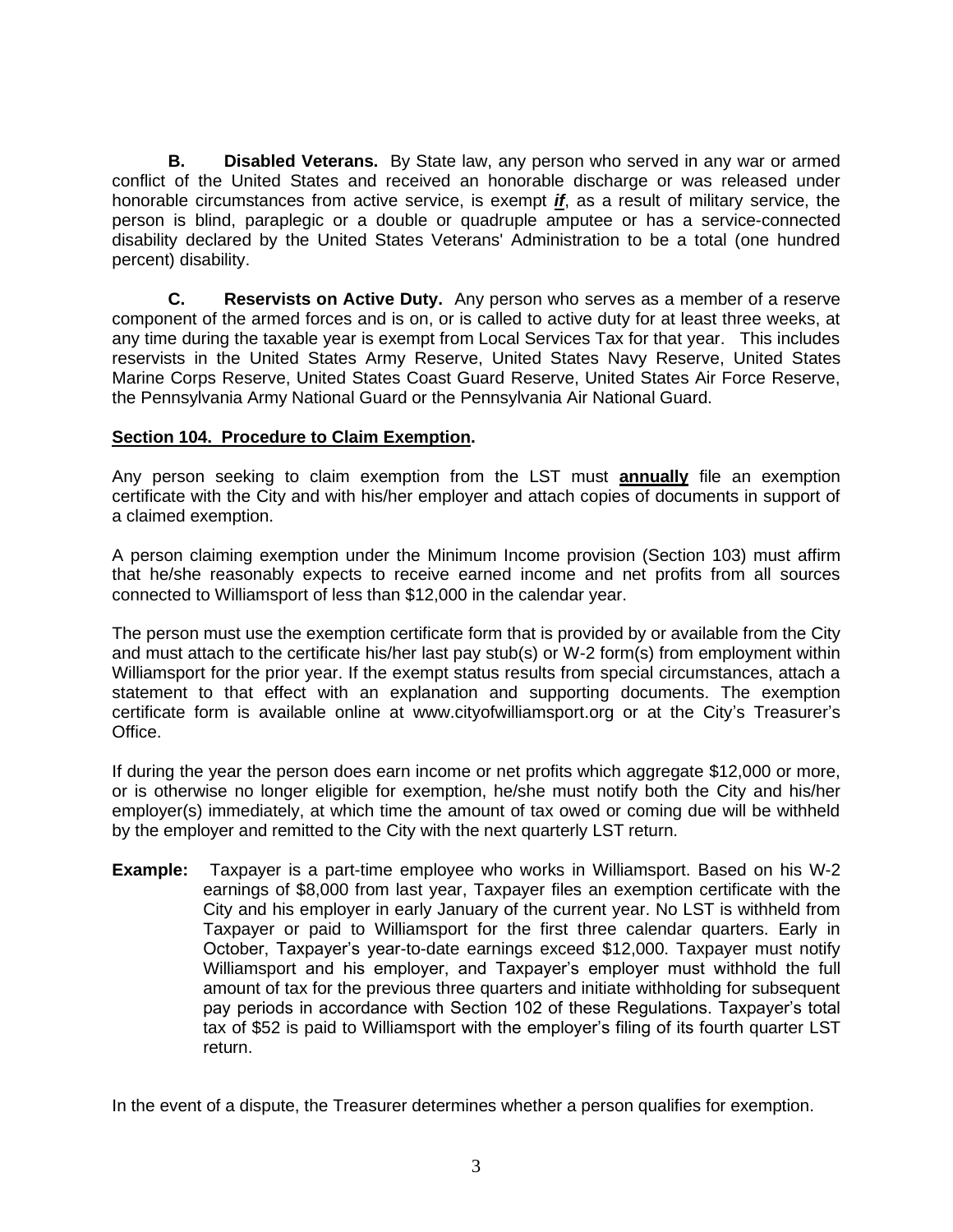**B. Disabled Veterans.** By State law, any person who served in any war or armed conflict of the United States and received an honorable discharge or was released under honorable circumstances from active service, is exempt ***if***, as a result of military service, the person is blind, paraplegic or a double or quadruple amputee or has a service-connected disability declared by the United States Veterans' Administration to be a total (one hundred percent) disability.

**C. Reservists on Active Duty.** Any person who serves as a member of a reserve component of the armed forces and is on, or is called to active duty for at least three weeks, at any time during the taxable year is exempt from Local Services Tax for that year. This includes reservists in the United States Army Reserve, United States Navy Reserve, United States Marine Corps Reserve, United States Coast Guard Reserve, United States Air Force Reserve, the Pennsylvania Army National Guard or the Pennsylvania Air National Guard.

## Section 104. Procedure to Claim Exemption.

Any person seeking to claim exemption from the LST must **annually** file an exemption certificate with the City and with his/her employer and attach copies of documents in support of a claimed exemption.

A person claiming exemption under the Minimum Income provision (Section 103) must affirm that he/she reasonably expects to receive earned income and net profits from all sources connected to Williamsport of less than $12,000 in the calendar year.

The person must use the exemption certificate form that is provided by or available from the City and must attach to the certificate his/her last pay stub(s) or W-2 form(s) from employment within Williamsport for the prior year. If the exempt status results from special circumstances, attach a statement to that effect with an explanation and supporting documents. The exemption certificate form is available online at www.cityofwilliamsport.org or at the City's Treasurer's Office.

If during the year the person does earn income or net profits which aggregate $12,000 or more, or is otherwise no longer eligible for exemption, he/she must notify both the City and his/her employer(s) immediately, at which time the amount of tax owed or coming due will be withheld by the employer and remitted to the City with the next quarterly LST return.

**Example:** Taxpayer is a part-time employee who works in Williamsport. Based on his W-2 earnings of $8,000 from last year, Taxpayer files an exemption certificate with the City and his employer in early January of the current year. No LST is withheld from Taxpayer or paid to Williamsport for the first three calendar quarters. Early in October, Taxpayer's year-to-date earnings exceed $12,000. Taxpayer must notify Williamsport and his employer, and Taxpayer's employer must withhold the full amount of tax for the previous three quarters and initiate withholding for subsequent pay periods in accordance with Section 102 of these Regulations. Taxpayer's total tax of $52 is paid to Williamsport with the employer's filing of its fourth quarter LST return.

In the event of a dispute, the Treasurer determines whether a person qualifies for exemption.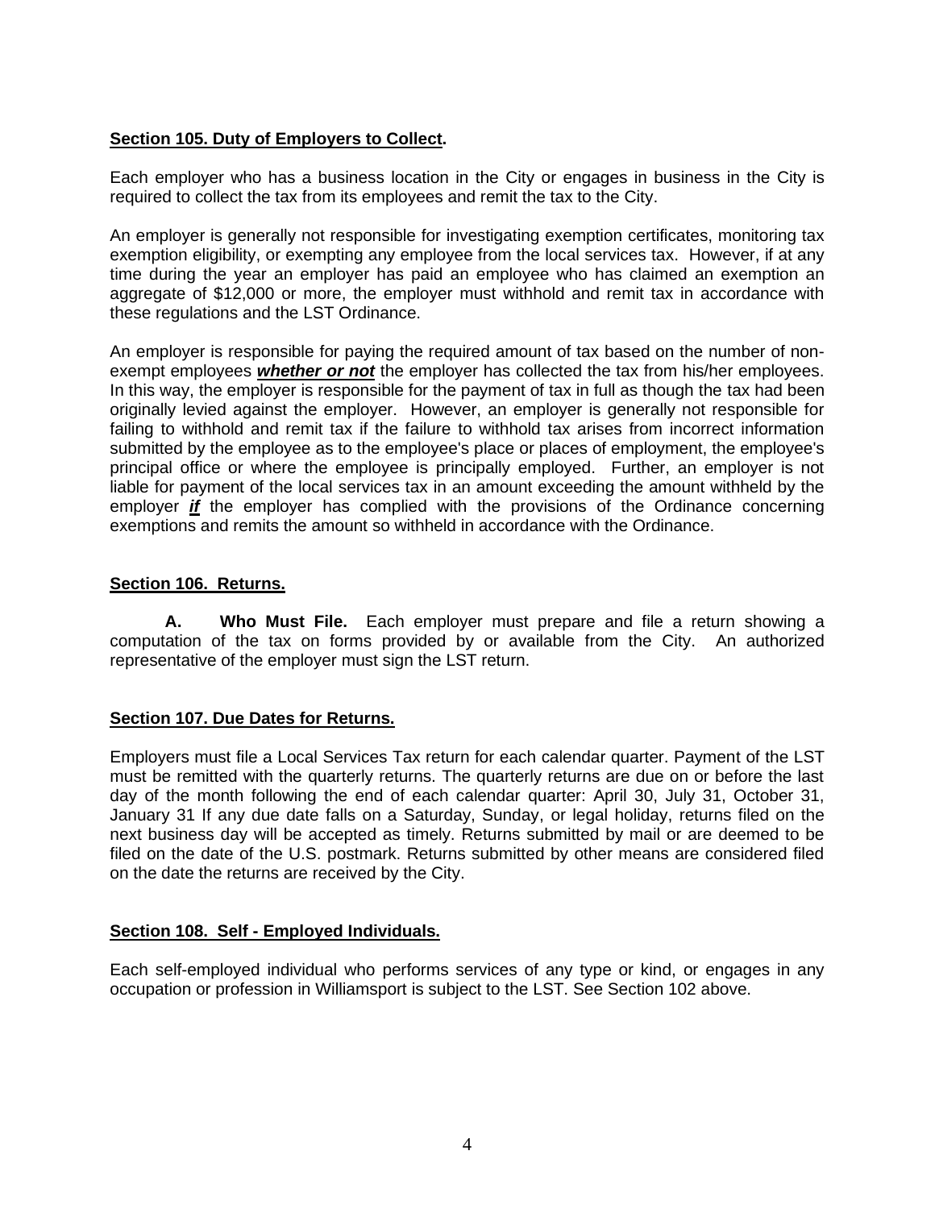**Section 105. Duty of Employers to Collect.**

Each employer who has a business location in the City or engages in business in the City is required to collect the tax from its employees and remit the tax to the City.

An employer is generally not responsible for investigating exemption certificates, monitoring tax exemption eligibility, or exempting any employee from the local services tax. However, if at any time during the year an employer has paid an employee who has claimed an exemption an aggregate of $12,000 or more, the employer must withhold and remit tax in accordance with these regulations and the LST Ordinance.

An employer is responsible for paying the required amount of tax based on the number of non-exempt employees ***whether or not*** the employer has collected the tax from his/her employees. In this way, the employer is responsible for the payment of tax in full as though the tax had been originally levied against the employer. However, an employer is generally not responsible for failing to withhold and remit tax if the failure to withhold tax arises from incorrect information submitted by the employee as to the employee's place or places of employment, the employee's principal office or where the employee is principally employed. Further, an employer is not liable for payment of the local services tax in an amount exceeding the amount withheld by the employer ***if*** the employer has complied with the provisions of the Ordinance concerning exemptions and remits the amount so withheld in accordance with the Ordinance.

**Section 106. Returns.**

**A. Who Must File.** Each employer must prepare and file a return showing a computation of the tax on forms provided by or available from the City. An authorized representative of the employer must sign the LST return.

**Section 107. Due Dates for Returns.**

Employers must file a Local Services Tax return for each calendar quarter. Payment of the LST must be remitted with the quarterly returns. The quarterly returns are due on or before the last day of the month following the end of each calendar quarter: April 30, July 31, October 31, January 31 If any due date falls on a Saturday, Sunday, or legal holiday, returns filed on the next business day will be accepted as timely. Returns submitted by mail or are deemed to be filed on the date of the U.S. postmark. Returns submitted by other means are considered filed on the date the returns are received by the City.

**Section 108. Self - Employed Individuals.**

Each self-employed individual who performs services of any type or kind, or engages in any occupation or profession in Williamsport is subject to the LST. See Section 102 above.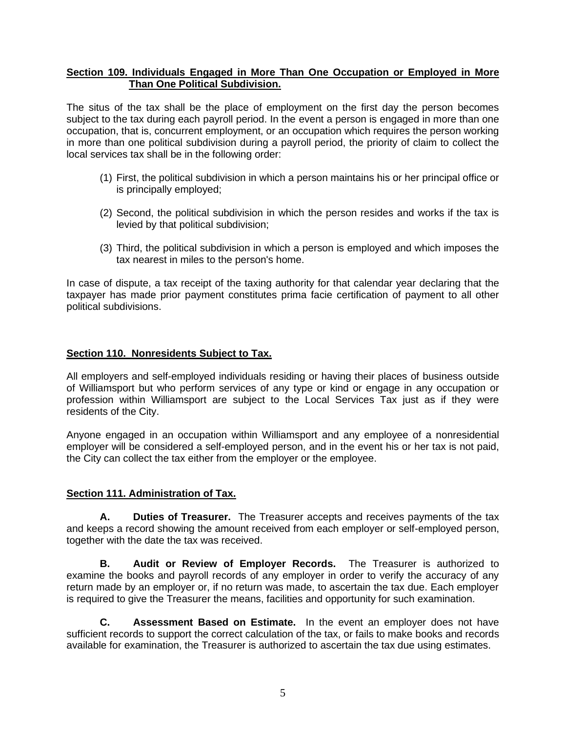**Section 109. Individuals Engaged in More Than One Occupation or Employed in More Than One Political Subdivision.**

The situs of the tax shall be the place of employment on the first day the person becomes subject to the tax during each payroll period. In the event a person is engaged in more than one occupation, that is, concurrent employment, or an occupation which requires the person working in more than one political subdivision during a payroll period, the priority of claim to collect the local services tax shall be in the following order:

(1) First, the political subdivision in which a person maintains his or her principal office or is principally employed;

(2) Second, the political subdivision in which the person resides and works if the tax is levied by that political subdivision;

(3) Third, the political subdivision in which a person is employed and which imposes the tax nearest in miles to the person's home.

In case of dispute, a tax receipt of the taxing authority for that calendar year declaring that the taxpayer has made prior payment constitutes prima facie certification of payment to all other political subdivisions.

**Section 110. Nonresidents Subject to Tax.**

All employers and self-employed individuals residing or having their places of business outside of Williamsport but who perform services of any type or kind or engage in any occupation or profession within Williamsport are subject to the Local Services Tax just as if they were residents of the City.

Anyone engaged in an occupation within Williamsport and any employee of a nonresidential employer will be considered a self-employed person, and in the event his or her tax is not paid, the City can collect the tax either from the employer or the employee.

**Section 111. Administration of Tax.**

**A. Duties of Treasurer.** The Treasurer accepts and receives payments of the tax and keeps a record showing the amount received from each employer or self-employed person, together with the date the tax was received.

**B. Audit or Review of Employer Records.** The Treasurer is authorized to examine the books and payroll records of any employer in order to verify the accuracy of any return made by an employer or, if no return was made, to ascertain the tax due. Each employer is required to give the Treasurer the means, facilities and opportunity for such examination.

**C. Assessment Based on Estimate.** In the event an employer does not have sufficient records to support the correct calculation of the tax, or fails to make books and records available for examination, the Treasurer is authorized to ascertain the tax due using estimates.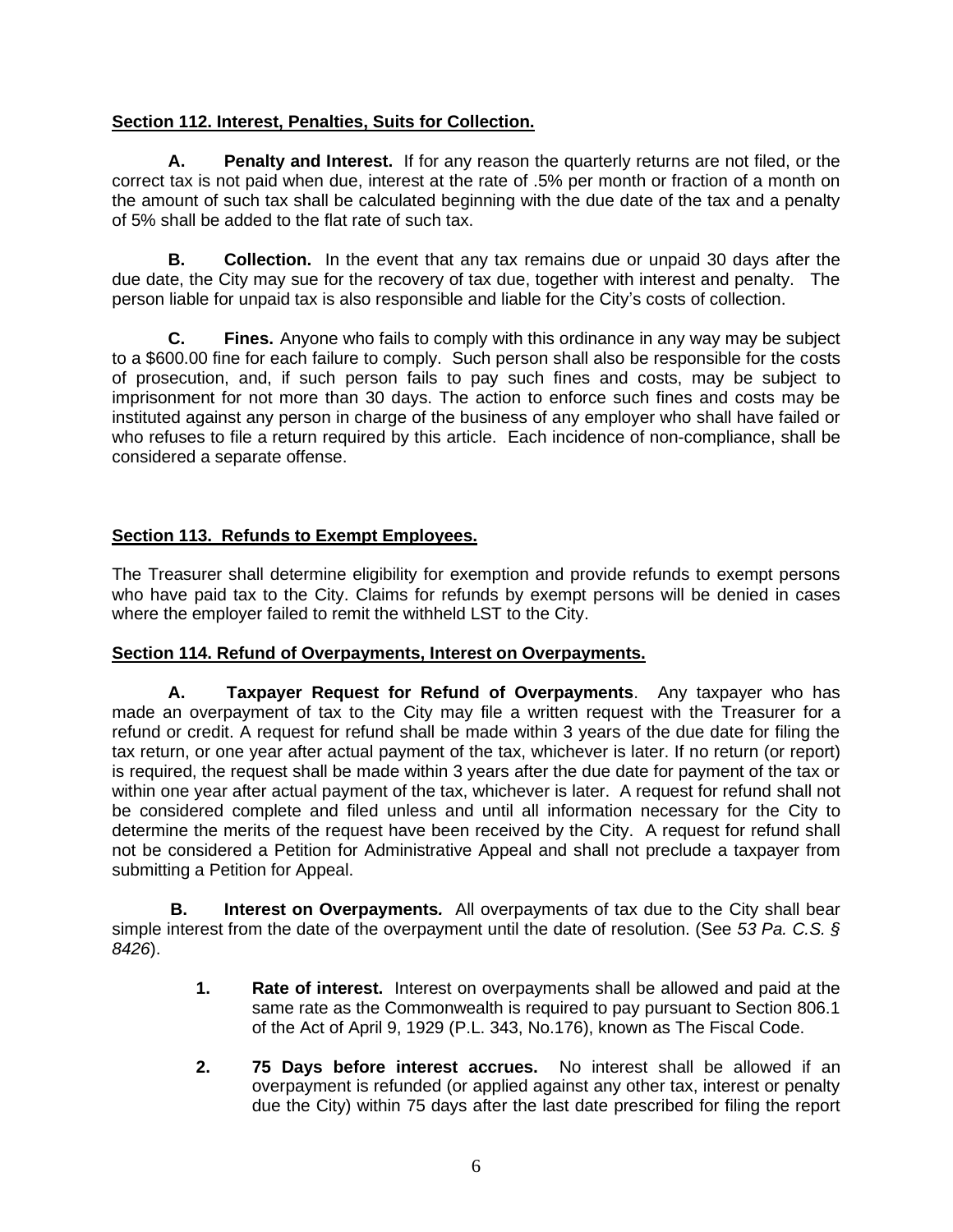**Section 112. Interest, Penalties, Suits for Collection.**

**A. Penalty and Interest.** If for any reason the quarterly returns are not filed, or the correct tax is not paid when due, interest at the rate of .5% per month or fraction of a month on the amount of such tax shall be calculated beginning with the due date of the tax and a penalty of 5% shall be added to the flat rate of such tax.

**B. Collection.** In the event that any tax remains due or unpaid 30 days after the due date, the City may sue for the recovery of tax due, together with interest and penalty. The person liable for unpaid tax is also responsible and liable for the City's costs of collection.

**C. Fines.** Anyone who fails to comply with this ordinance in any way may be subject to a $600.00 fine for each failure to comply. Such person shall also be responsible for the costs of prosecution, and, if such person fails to pay such fines and costs, may be subject to imprisonment for not more than 30 days. The action to enforce such fines and costs may be instituted against any person in charge of the business of any employer who shall have failed or who refuses to file a return required by this article. Each incidence of non-compliance, shall be considered a separate offense.

**Section 113. Refunds to Exempt Employees.**

The Treasurer shall determine eligibility for exemption and provide refunds to exempt persons who have paid tax to the City. Claims for refunds by exempt persons will be denied in cases where the employer failed to remit the withheld LST to the City.

**Section 114. Refund of Overpayments, Interest on Overpayments.**

**A. Taxpayer Request for Refund of Overpayments**. Any taxpayer who has made an overpayment of tax to the City may file a written request with the Treasurer for a refund or credit. A request for refund shall be made within 3 years of the due date for filing the tax return, or one year after actual payment of the tax, whichever is later. If no return (or report) is required, the request shall be made within 3 years after the due date for payment of the tax or within one year after actual payment of the tax, whichever is later. A request for refund shall not be considered complete and filed unless and until all information necessary for the City to determine the merits of the request have been received by the City. A request for refund shall not be considered a Petition for Administrative Appeal and shall not preclude a taxpayer from submitting a Petition for Appeal.

**B. Interest on Overpayments.** All overpayments of tax due to the City shall bear simple interest from the date of the overpayment until the date of resolution. (See *53 Pa. C.S. § 8426*).

1. **Rate of interest.** Interest on overpayments shall be allowed and paid at the same rate as the Commonwealth is required to pay pursuant to Section 806.1 of the Act of April 9, 1929 (P.L. 343, No.176), known as The Fiscal Code.

2. **75 Days before interest accrues.** No interest shall be allowed if an overpayment is refunded (or applied against any other tax, interest or penalty due the City) within 75 days after the last date prescribed for filing the report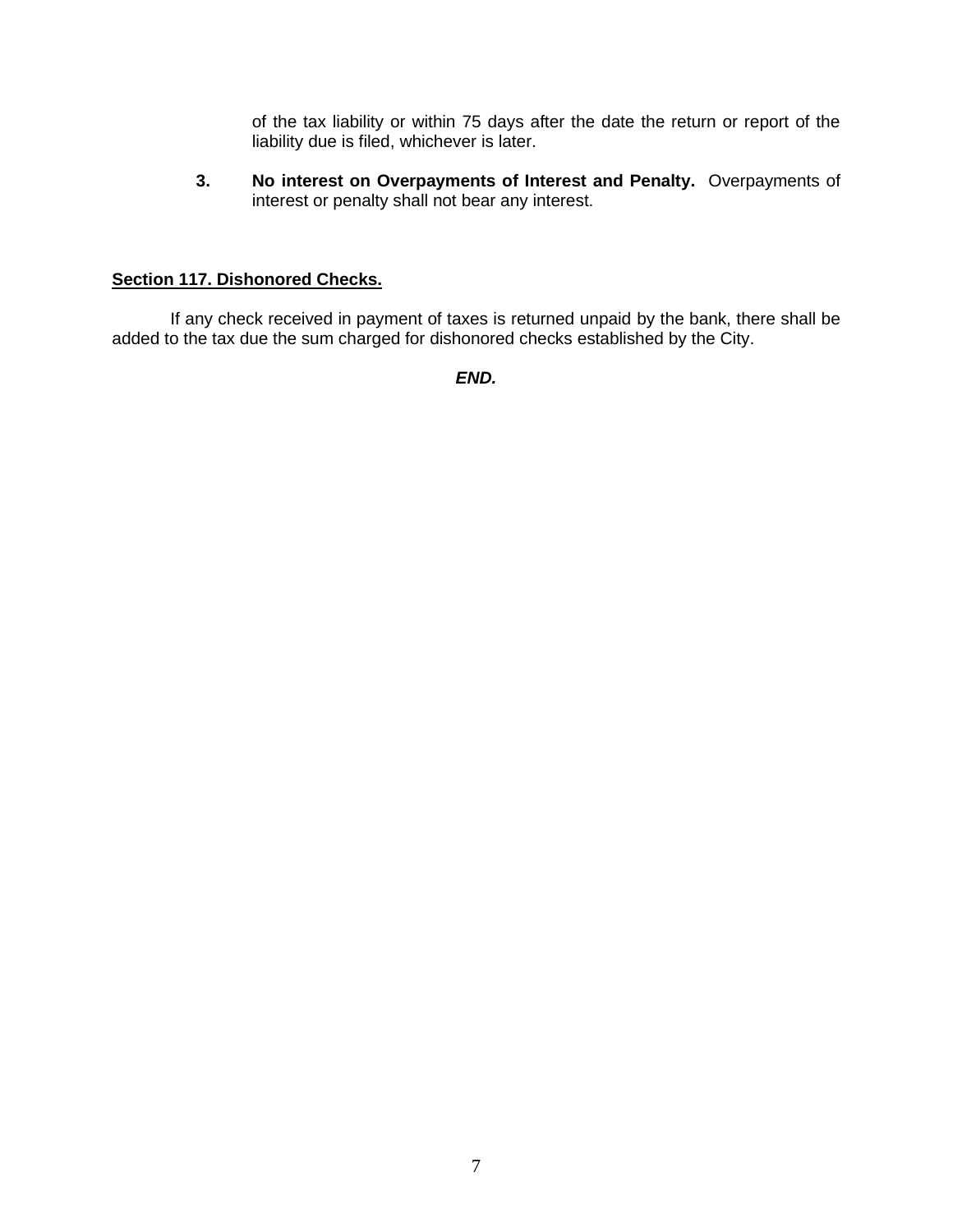of the tax liability or within 75 days after the date the return or report of the liability due is filed, whichever is later.

3. **No interest on Overpayments of Interest and Penalty.** Overpayments of interest or penalty shall not bear any interest.

## Section 117. Dishonored Checks.

If any check received in payment of taxes is returned unpaid by the bank, there shall be added to the tax due the sum charged for dishonored checks established by the City.

***END.***